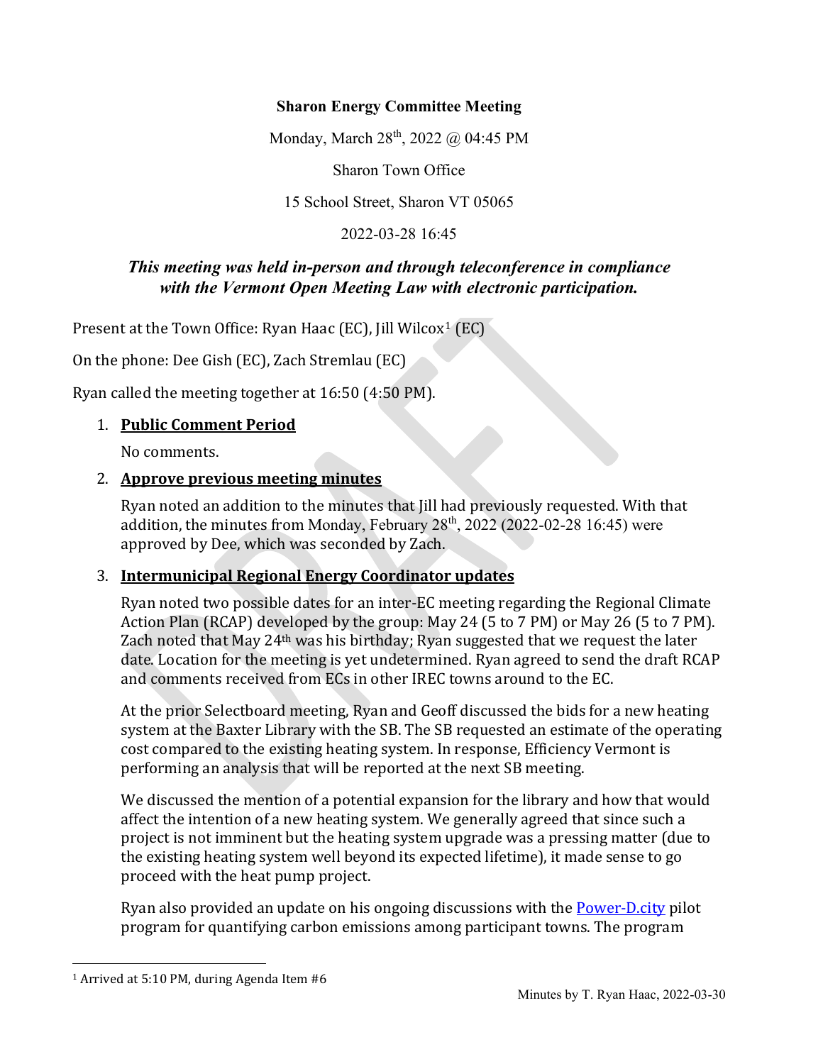**Sharon Energy Committee Meeting**

Monday, March 28th, 2022 @ 04:45 PM

Sharon Town Office

15 School Street, Sharon VT 05065

2022-03-28 16:45

***This meeting was held in-person and through teleconference in compliance with the Vermont Open Meeting Law with electronic participation.***

Present at the Town Office: Ryan Haac (EC), Jill Wilcox[1] (EC)

On the phone: Dee Gish (EC), Zach Stremlau (EC)

Ryan called the meeting together at 16:50 (4:50 PM).

1. **Public Comment Period**

   No comments.

2. **Approve previous meeting minutes**

   Ryan noted an addition to the minutes that Jill had previously requested. With that addition, the minutes from Monday, February 28th, 2022 (2022-02-28 16:45) were approved by Dee, which was seconded by Zach.

3. **Intermunicipal Regional Energy Coordinator updates**

   Ryan noted two possible dates for an inter-EC meeting regarding the Regional Climate Action Plan (RCAP) developed by the group: May 24 (5 to 7 PM) or May 26 (5 to 7 PM). Zach noted that May 24th was his birthday; Ryan suggested that we request the later date. Location for the meeting is yet undetermined. Ryan agreed to send the draft RCAP and comments received from ECs in other IREC towns around to the EC.

   At the prior Selectboard meeting, Ryan and Geoff discussed the bids for a new heating system at the Baxter Library with the SB. The SB requested an estimate of the operating cost compared to the existing heating system. In response, Efficiency Vermont is performing an analysis that will be reported at the next SB meeting.

   We discussed the mention of a potential expansion for the library and how that would affect the intention of a new heating system. We generally agreed that since such a project is not imminent but the heating system upgrade was a pressing matter (due to the existing heating system well beyond its expected lifetime), it made sense to go proceed with the heat pump project.

   Ryan also provided an update on his ongoing discussions with the Power-D.city pilot program for quantifying carbon emissions among participant towns. The program

[1] Arrived at 5:10 PM, during Agenda Item #6

Minutes by T. Ryan Haac, 2022-03-30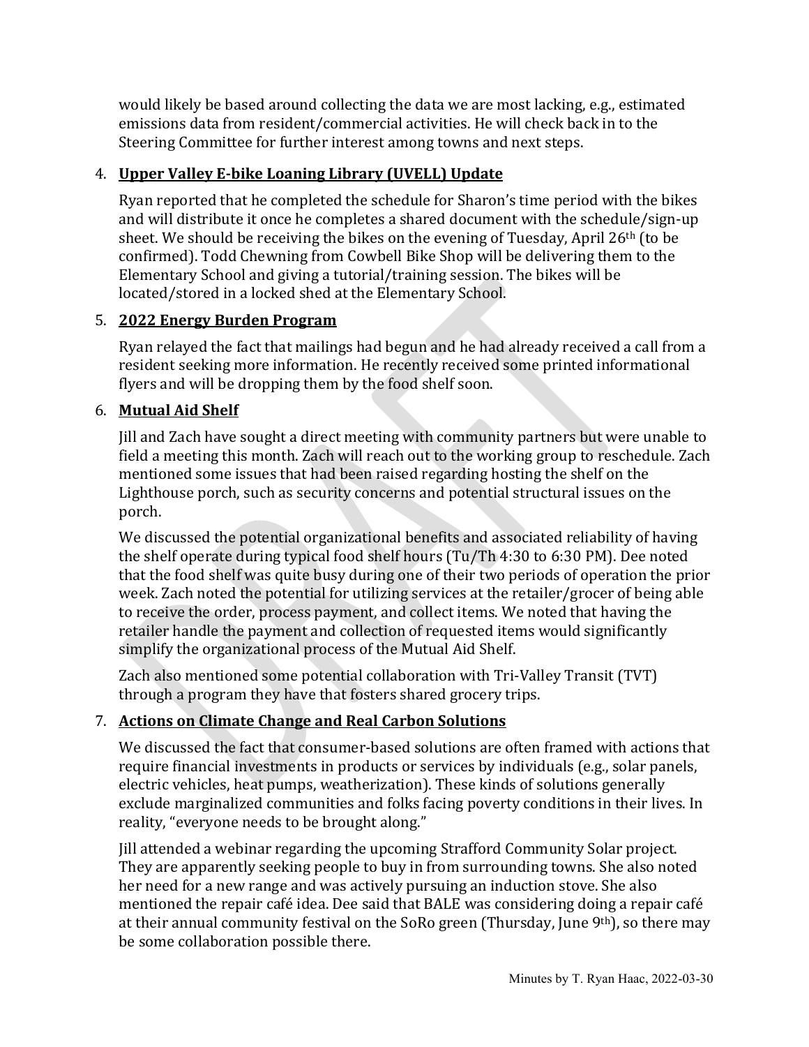would likely be based around collecting the data we are most lacking, e.g., estimated emissions data from resident/commercial activities. He will check back in to the Steering Committee for further interest among towns and next steps.

4. **Upper Valley E-bike Loaning Library (UVELL) Update**

   Ryan reported that he completed the schedule for Sharon's time period with the bikes and will distribute it once he completes a shared document with the schedule/sign-up sheet. We should be receiving the bikes on the evening of Tuesday, April 26th (to be confirmed). Todd Chewning from Cowbell Bike Shop will be delivering them to the Elementary School and giving a tutorial/training session. The bikes will be located/stored in a locked shed at the Elementary School.

5. **2022 Energy Burden Program**

   Ryan relayed the fact that mailings had begun and he had already received a call from a resident seeking more information. He recently received some printed informational flyers and will be dropping them by the food shelf soon.

6. **Mutual Aid Shelf**

   Jill and Zach have sought a direct meeting with community partners but were unable to field a meeting this month. Zach will reach out to the working group to reschedule. Zach mentioned some issues that had been raised regarding hosting the shelf on the Lighthouse porch, such as security concerns and potential structural issues on the porch.

   We discussed the potential organizational benefits and associated reliability of having the shelf operate during typical food shelf hours (Tu/Th 4:30 to 6:30 PM). Dee noted that the food shelf was quite busy during one of their two periods of operation the prior week. Zach noted the potential for utilizing services at the retailer/grocer of being able to receive the order, process payment, and collect items. We noted that having the retailer handle the payment and collection of requested items would significantly simplify the organizational process of the Mutual Aid Shelf.

   Zach also mentioned some potential collaboration with Tri-Valley Transit (TVT) through a program they have that fosters shared grocery trips.

7. **Actions on Climate Change and Real Carbon Solutions**

   We discussed the fact that consumer-based solutions are often framed with actions that require financial investments in products or services by individuals (e.g., solar panels, electric vehicles, heat pumps, weatherization). These kinds of solutions generally exclude marginalized communities and folks facing poverty conditions in their lives. In reality, "everyone needs to be brought along."

   Jill attended a webinar regarding the upcoming Strafford Community Solar project. They are apparently seeking people to buy in from surrounding towns. She also noted her need for a new range and was actively pursuing an induction stove. She also mentioned the repair café idea. Dee said that BALE was considering doing a repair café at their annual community festival on the SoRo green (Thursday, June 9th), so there may be some collaboration possible there.

Minutes by T. Ryan Haac, 2022-03-30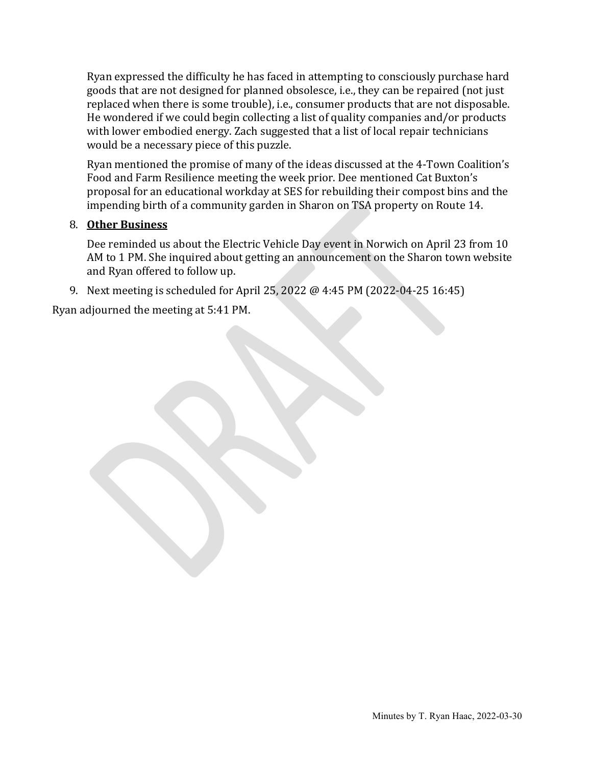Ryan expressed the difficulty he has faced in attempting to consciously purchase hard goods that are not designed for planned obsolesce, i.e., they can be repaired (not just replaced when there is some trouble), i.e., consumer products that are not disposable. He wondered if we could begin collecting a list of quality companies and/or products with lower embodied energy. Zach suggested that a list of local repair technicians would be a necessary piece of this puzzle.

Ryan mentioned the promise of many of the ideas discussed at the 4-Town Coalition's Food and Farm Resilience meeting the week prior. Dee mentioned Cat Buxton's proposal for an educational workday at SES for rebuilding their compost bins and the impending birth of a community garden in Sharon on TSA property on Route 14.

8. **Other Business**

   Dee reminded us about the Electric Vehicle Day event in Norwich on April 23 from 10 AM to 1 PM. She inquired about getting an announcement on the Sharon town website and Ryan offered to follow up.

9. Next meeting is scheduled for April 25, 2022 @ 4:45 PM (2022-04-25 16:45)

Ryan adjourned the meeting at 5:41 PM.

Minutes by T. Ryan Haac, 2022-03-30